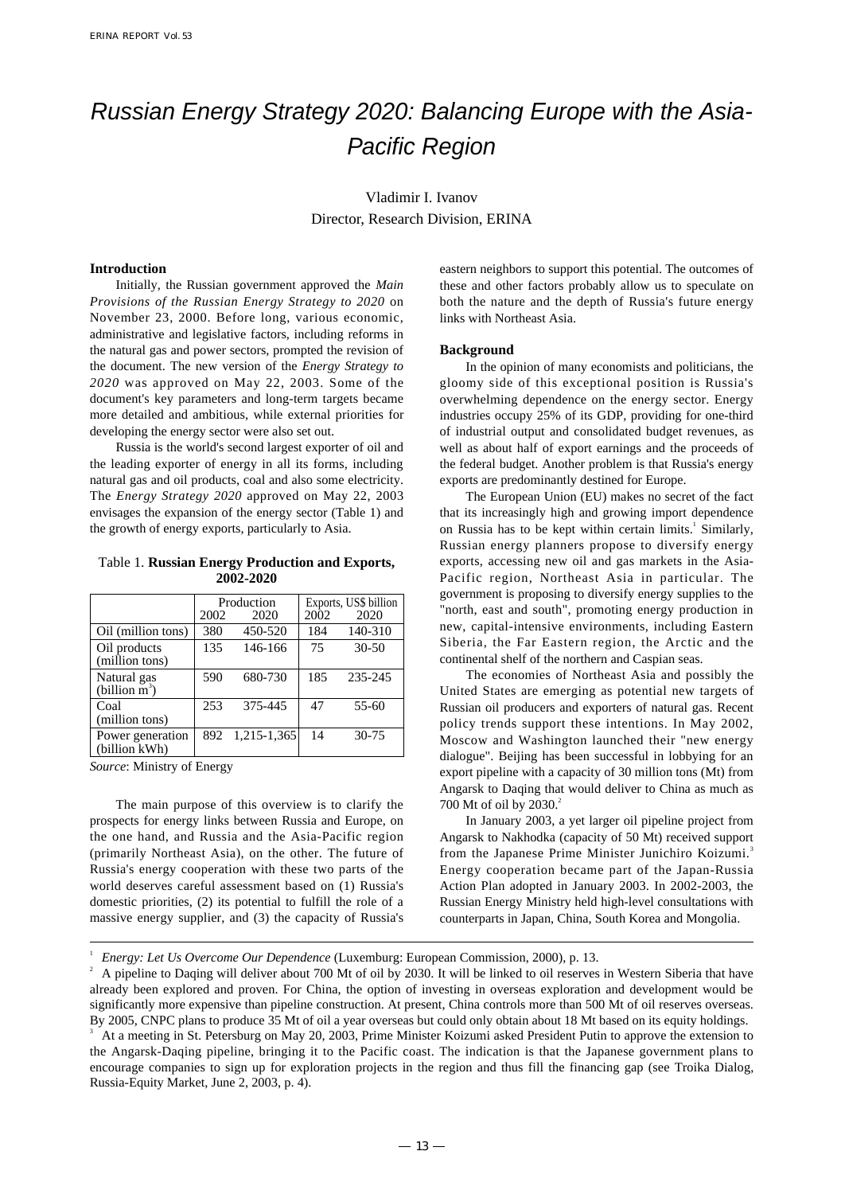# *Russian Energy Strategy 2020: Balancing Europe with the Asia-Pacific Region*

Vladimir I. Ivanov
Director, Research Division, ERINA

## Introduction

Initially, the Russian government approved the *Main Provisions of the Russian Energy Strategy to 2020* on November 23, 2000. Before long, various economic, administrative and legislative factors, including reforms in the natural gas and power sectors, prompted the revision of the document. The new version of the *Energy Strategy to 2020* was approved on May 22, 2003. Some of the document's key parameters and long-term targets became more detailed and ambitious, while external priorities for developing the energy sector were also set out.

Russia is the world's second largest exporter of oil and the leading exporter of energy in all its forms, including natural gas and oil products, coal and also some electricity. The *Energy Strategy 2020* approved on May 22, 2003 envisages the expansion of the energy sector (Table 1) and the growth of energy exports, particularly to Asia.

Table 1. **Russian Energy Production and Exports, 2002-2020**

| | Production | | Exports, US$ billion | |
|---|---|---|---|---|
| | 2002 | 2020 | 2002 | 2020 |
| Oil (million tons) | 380 | 450-520 | 184 | 140-310 |
| Oil products (million tons) | 135 | 146-166 | 75 | 30-50 |
| Natural gas (billion $m^3$) | 590 | 680-730 | 185 | 235-245 |
| Coal (million tons) | 253 | 375-445 | 47 | 55-60 |
| Power generation (billion kWh) | 892 | 1,215-1,365 | 14 | 30-75 |

*Source*: Ministry of Energy

The main purpose of this overview is to clarify the prospects for energy links between Russia and Europe, on the one hand, and Russia and the Asia-Pacific region (primarily Northeast Asia), on the other. The future of Russia's energy cooperation with these two parts of the world deserves careful assessment based on (1) Russia's domestic priorities, (2) its potential to fulfill the role of a massive energy supplier, and (3) the capacity of Russia's eastern neighbors to support this potential. The outcomes of these and other factors probably allow us to speculate on both the nature and the depth of Russia's future energy links with Northeast Asia.

## Background

In the opinion of many economists and politicians, the gloomy side of this exceptional position is Russia's overwhelming dependence on the energy sector. Energy industries occupy 25% of its GDP, providing for one-third of industrial output and consolidated budget revenues, as well as about half of export earnings and the proceeds of the federal budget. Another problem is that Russia's energy exports are predominantly destined for Europe.

The European Union (EU) makes no secret of the fact that its increasingly high and growing import dependence on Russia has to be kept within certain limits.[1] Similarly, Russian energy planners propose to diversify energy exports, accessing new oil and gas markets in the Asia-Pacific region, Northeast Asia in particular. The government is proposing to diversify energy supplies to the "north, east and south", promoting energy production in new, capital-intensive environments, including Eastern Siberia, the Far Eastern region, the Arctic and the continental shelf of the northern and Caspian seas.

The economies of Northeast Asia and possibly the United States are emerging as potential new targets of Russian oil producers and exporters of natural gas. Recent policy trends support these intentions. In May 2002, Moscow and Washington launched their "new energy dialogue". Beijing has been successful in lobbying for an export pipeline with a capacity of 30 million tons (Mt) from Angarsk to Daqing that would deliver to China as much as 700 Mt of oil by 2030.[2]

In January 2003, a yet larger oil pipeline project from Angarsk to Nakhodka (capacity of 50 Mt) received support from the Japanese Prime Minister Junichiro Koizumi.[3] Energy cooperation became part of the Japan-Russia Action Plan adopted in January 2003. In 2002-2003, the Russian Energy Ministry held high-level consultations with counterparts in Japan, China, South Korea and Mongolia.

---

[1] *Energy: Let Us Overcome Our Dependence* (Luxemburg: European Commission, 2000), p. 13.

[2] A pipeline to Daqing will deliver about 700 Mt of oil by 2030. It will be linked to oil reserves in Western Siberia that have already been explored and proven. For China, the option of investing in overseas exploration and development would be significantly more expensive than pipeline construction. At present, China controls more than 500 Mt of oil reserves overseas. By 2005, CNPC plans to produce 35 Mt of oil a year overseas but could only obtain about 18 Mt based on its equity holdings.

[3] At a meeting in St. Petersburg on May 20, 2003, Prime Minister Koizumi asked President Putin to approve the extension to the Angarsk-Daqing pipeline, bringing it to the Pacific coast. The indication is that the Japanese government plans to encourage companies to sign up for exploration projects in the region and thus fill the financing gap (see Troika Dialog, Russia-Equity Market, June 2, 2003, p. 4).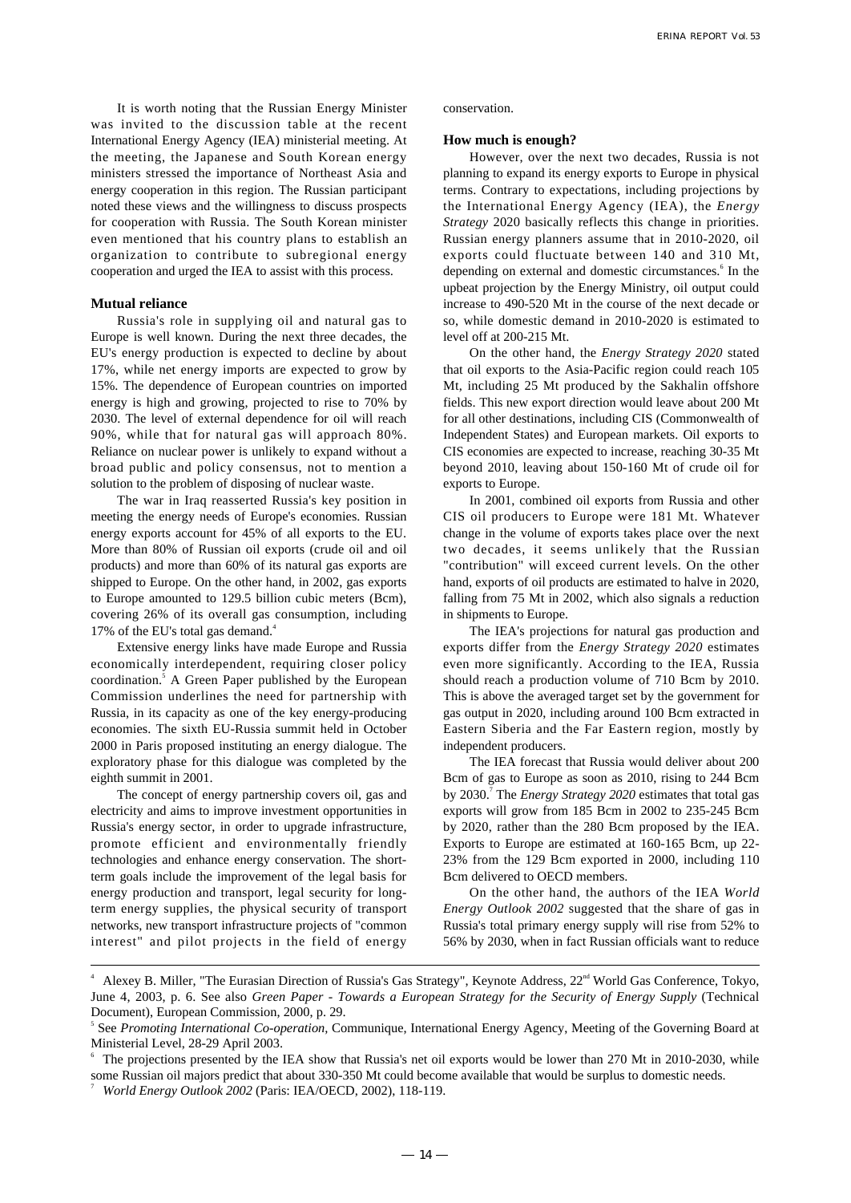It is worth noting that the Russian Energy Minister was invited to the discussion table at the recent International Energy Agency (IEA) ministerial meeting. At the meeting, the Japanese and South Korean energy ministers stressed the importance of Northeast Asia and energy cooperation in this region. The Russian participant noted these views and the willingness to discuss prospects for cooperation with Russia. The South Korean minister even mentioned that his country plans to establish an organization to contribute to subregional energy cooperation and urged the IEA to assist with this process.

## Mutual reliance

Russia's role in supplying oil and natural gas to Europe is well known. During the next three decades, the EU's energy production is expected to decline by about 17%, while net energy imports are expected to grow by 15%. The dependence of European countries on imported energy is high and growing, projected to rise to 70% by 2030. The level of external dependence for oil will reach 90%, while that for natural gas will approach 80%. Reliance on nuclear power is unlikely to expand without a broad public and policy consensus, not to mention a solution to the problem of disposing of nuclear waste.

The war in Iraq reasserted Russia's key position in meeting the energy needs of Europe's economies. Russian energy exports account for 45% of all exports to the EU. More than 80% of Russian oil exports (crude oil and oil products) and more than 60% of its natural gas exports are shipped to Europe. On the other hand, in 2002, gas exports to Europe amounted to 129.5 billion cubic meters (Bcm), covering 26% of its overall gas consumption, including 17% of the EU's total gas demand.[4]

Extensive energy links have made Europe and Russia economically interdependent, requiring closer policy coordination.[5] A Green Paper published by the European Commission underlines the need for partnership with Russia, in its capacity as one of the key energy-producing economies. The sixth EU-Russia summit held in October 2000 in Paris proposed instituting an energy dialogue. The exploratory phase for this dialogue was completed by the eighth summit in 2001.

The concept of energy partnership covers oil, gas and electricity and aims to improve investment opportunities in Russia's energy sector, in order to upgrade infrastructure, promote efficient and environmentally friendly technologies and enhance energy conservation. The short-term goals include the improvement of the legal basis for energy production and transport, legal security for long-term energy supplies, the physical security of transport networks, new transport infrastructure projects of "common interest" and pilot projects in the field of energy conservation.

## How much is enough?

However, over the next two decades, Russia is not planning to expand its energy exports to Europe in physical terms. Contrary to expectations, including projections by the International Energy Agency (IEA), the *Energy Strategy* 2020 basically reflects this change in priorities. Russian energy planners assume that in 2010-2020, oil exports could fluctuate between 140 and 310 Mt, depending on external and domestic circumstances.[6] In the upbeat projection by the Energy Ministry, oil output could increase to 490-520 Mt in the course of the next decade or so, while domestic demand in 2010-2020 is estimated to level off at 200-215 Mt.

On the other hand, the *Energy Strategy 2020* stated that oil exports to the Asia-Pacific region could reach 105 Mt, including 25 Mt produced by the Sakhalin offshore fields. This new export direction would leave about 200 Mt for all other destinations, including CIS (Commonwealth of Independent States) and European markets. Oil exports to CIS economies are expected to increase, reaching 30-35 Mt beyond 2010, leaving about 150-160 Mt of crude oil for exports to Europe.

In 2001, combined oil exports from Russia and other CIS oil producers to Europe were 181 Mt. Whatever change in the volume of exports takes place over the next two decades, it seems unlikely that the Russian "contribution" will exceed current levels. On the other hand, exports of oil products are estimated to halve in 2020, falling from 75 Mt in 2002, which also signals a reduction in shipments to Europe.

The IEA's projections for natural gas production and exports differ from the *Energy Strategy 2020* estimates even more significantly. According to the IEA, Russia should reach a production volume of 710 Bcm by 2010. This is above the averaged target set by the government for gas output in 2020, including around 100 Bcm extracted in Eastern Siberia and the Far Eastern region, mostly by independent producers.

The IEA forecast that Russia would deliver about 200 Bcm of gas to Europe as soon as 2010, rising to 244 Bcm by 2030.[7] The *Energy Strategy 2020* estimates that total gas exports will grow from 185 Bcm in 2002 to 235-245 Bcm by 2020, rather than the 280 Bcm proposed by the IEA. Exports to Europe are estimated at 160-165 Bcm, up 22-23% from the 129 Bcm exported in 2000, including 110 Bcm delivered to OECD members.

On the other hand, the authors of the IEA *World Energy Outlook 2002* suggested that the share of gas in Russia's total primary energy supply will rise from 52% to 56% by 2030, when in fact Russian officials want to reduce

---

[4] Alexey B. Miller, "The Eurasian Direction of Russia's Gas Strategy", Keynote Address, 22nd World Gas Conference, Tokyo, June 4, 2003, p. 6. See also *Green Paper - Towards a European Strategy for the Security of Energy Supply* (Technical Document), European Commission, 2000, p. 29.

[5] See *Promoting International Co-operation*, Communique, International Energy Agency, Meeting of the Governing Board at Ministerial Level, 28-29 April 2003.

[6] The projections presented by the IEA show that Russia's net oil exports would be lower than 270 Mt in 2010-2030, while some Russian oil majors predict that about 330-350 Mt could become available that would be surplus to domestic needs.

[7] *World Energy Outlook 2002* (Paris: IEA/OECD, 2002), 118-119.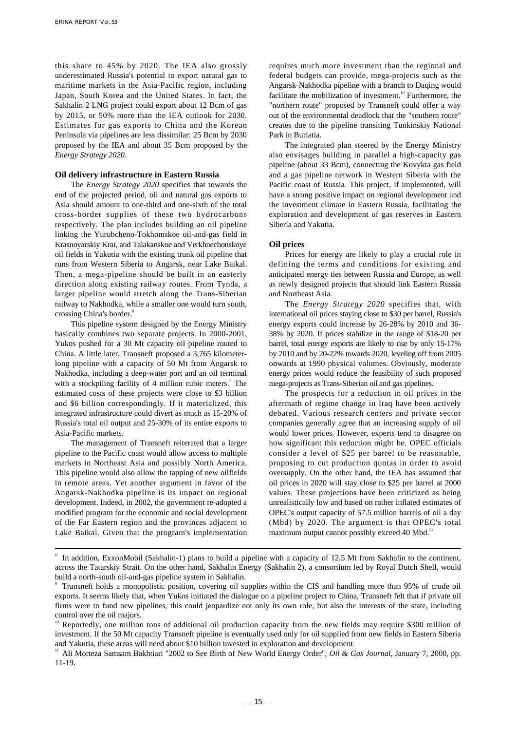this share to 45% by 2020. The IEA also grossly underestimated Russia's potential to export natural gas to maritime markets in the Asia-Pacific region, including Japan, South Korea and the United States. In fact, the Sakhalin 2 LNG project could export about 12 Bcm of gas by 2015, or 50% more than the IEA outlook for 2030. Estimates for gas exports to China and the Korean Peninsula via pipelines are less dissimilar: 25 Bcm by 2030 proposed by the IEA and about 35 Bcm proposed by the *Energy Strategy 2020*.

## Oil delivery infrastructure in Eastern Russia

The *Energy Strategy 2020* specifies that towards the end of the projected period, oil and natural gas exports to Asia should amount to one-third and one-sixth of the total cross-border supplies of these two hydrocarbons respectively. The plan includes building an oil pipeline linking the Yurubcheno-Tokhomskoe oil-and-gas field in Krasnoyarskiy Krai, and Talakanskoe and Verkhnechonskoye oil fields in Yakutia with the existing trunk oil pipeline that runs from Western Siberia to Angarsk, near Lake Baikal. Then, a mega-pipeline should be built in an easterly direction along existing railway routes. From Tynda, a larger pipeline would stretch along the Trans-Siberian railway to Nakhodka, while a smaller one would turn south, crossing China's border.[8]

This pipeline system designed by the Energy Ministry basically combines two separate projects. In 2000-2001, Yukos pushed for a 30 Mt capacity oil pipeline routed to China. A little later, Transneft proposed a 3,765 kilometer-long pipeline with a capacity of 50 Mt from Angarsk to Nakhodka, including a deep-water port and an oil terminal with a stockpiling facility of 4 million cubic meters.[9] The estimated costs of these projects were close to $3 billion and $6 billion correspondingly. If it materialized, this integrated infrastructure could divert as much as 15-20% of Russia's total oil output and 25-30% of its entire exports to Asia-Pacific markets.

The management of Transneft reiterated that a larger pipeline to the Pacific coast would allow access to multiple markets in Northeast Asia and possibly North America. This pipeline would also allow the tapping of new oilfields in remote areas. Yet another argument in favor of the Angarsk-Nakhodka pipeline is its impact on regional development. Indeed, in 2002, the government re-adopted a modified program for the economic and social development of the Far Eastern region and the provinces adjacent to Lake Baikal. Given that the program's implementation requires much more investment than the regional and federal budgets can provide, mega-projects such as the Angarsk-Nakhodka pipeline with a branch to Daqing would facilitate the mobilization of investment.[10] Furthermore, the "northern route" proposed by Transneft could offer a way out of the environmental deadlock that the "southern route" creates due to the pipeline transiting Tunkinskiy National Park in Buriatia.

The integrated plan steered by the Energy Ministry also envisages building in parallel a high-capacity gas pipeline (about 33 Bcm), connecting the Kovykta gas field and a gas pipeline network in Western Siberia with the Pacific coast of Russia. This project, if implemented, will have a strong positive impact on regional development and the investment climate in Eastern Russia, facilitating the exploration and development of gas reserves in Eastern Siberia and Yakutia.

## Oil prices

Prices for energy are likely to play a crucial role in defining the terms and conditions for existing and anticipated energy ties between Russia and Europe, as well as newly designed projects that should link Eastern Russia and Northeast Asia.

The *Energy Strategy 2020* specifies that, with international oil prices staying close to $30 per barrel, Russia's energy exports could increase by 26-28% by 2010 and 36-38% by 2020. If prices stabilize in the range of $18-20 per barrel, total energy exports are likely to rise by only 15-17% by 2010 and by 20-22% towards 2020, leveling off from 2005 onwards at 1990 physical volumes. Obviously, moderate energy prices would reduce the feasibility of such proposed mega-projects as Trans-Siberian oil and gas pipelines.

The prospects for a reduction in oil prices in the aftermath of regime change in Iraq have been actively debated. Various research centers and private sector companies generally agree that an increasing supply of oil would lower prices. However, experts tend to disagree on how significant this reduction might be. OPEC officials consider a level of $25 per barrel to be reasonable, proposing to cut production quotas in order to avoid oversupply. On the other hand, the IEA has assumed that oil prices in 2020 will stay close to $25 per barrel at 2000 values. These projections have been criticized as being unrealistically low and based on rather inflated estimates of OPEC's output capacity of 57.5 million barrels of oil a day (Mbd) by 2020. The argument is that OPEC's total maximum output cannot possibly exceed 40 Mbd.[11]

---

[8] In addition, ExxonMobil (Sakhalin-1) plans to build a pipeline with a capacity of 12.5 Mt from Sakhalin to the continent, across the Tatarskiy Strait. On the other hand, Sakhalin Energy (Sakhalin 2), a consortium led by Royal Dutch Shell, would build a north-south oil-and-gas pipeline system in Sakhalin.

[9] Transneft holds a monopolistic position, covering oil supplies within the CIS and handling more than 95% of crude oil exports. It seems likely that, when Yukos initiated the dialogue on a pipeline project to China, Transneft felt that if private oil firms were to fund new pipelines, this could jeopardize not only its own role, but also the interests of the state, including control over the oil majors.

[10] Reportedly, one million tons of additional oil production capacity from the new fields may require $300 million of investment. If the 50 Mt capacity Transneft pipeline is eventually used only for oil supplied from new fields in Eastern Siberia and Yakutia, these areas will need about $10 billion invested in exploration and development.

[11] Ali Morteza Samsam Bakhtiari "2002 to See Birth of New World Energy Order", *Oil & Gas Journal*, January 7, 2000, pp. 11-19.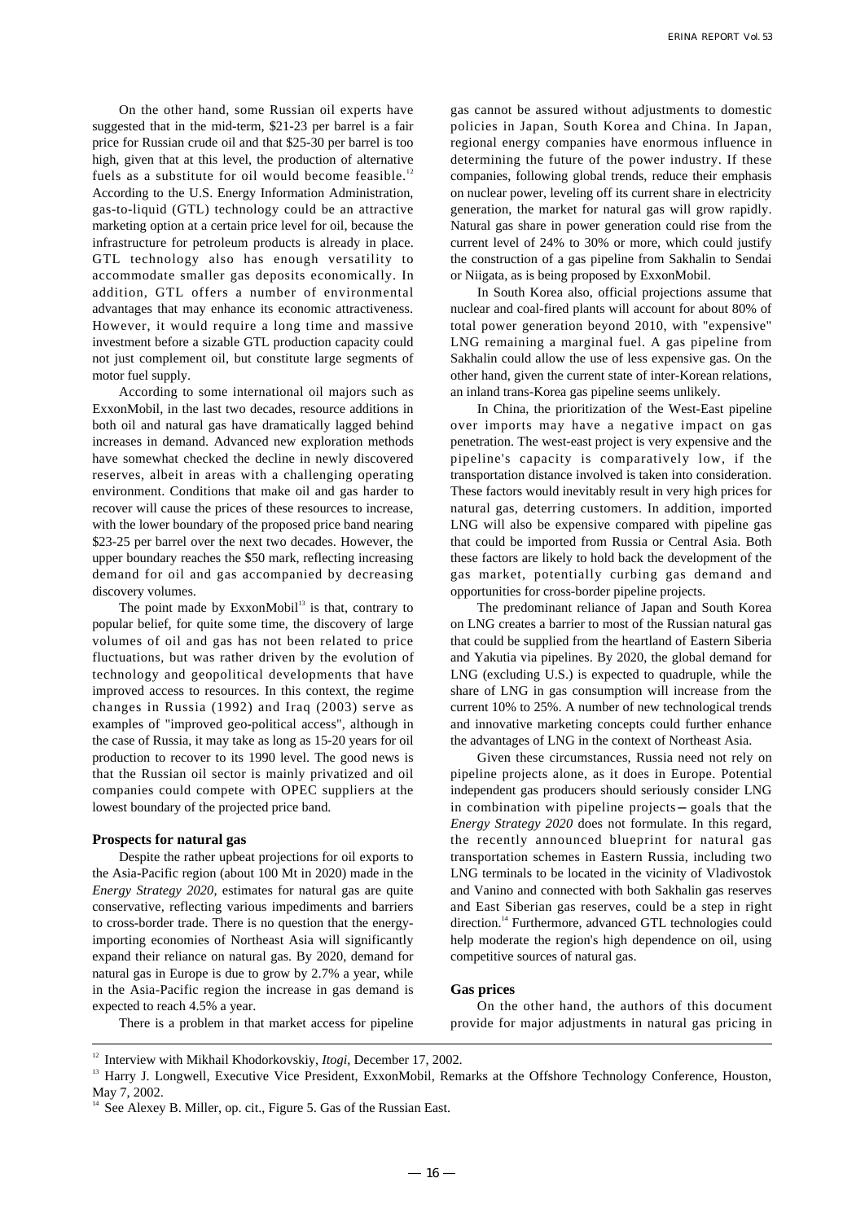On the other hand, some Russian oil experts have suggested that in the mid-term, \$21-23 per barrel is a fair price for Russian crude oil and that \$25-30 per barrel is too high, given that at this level, the production of alternative fuels as a substitute for oil would become feasible.[12] According to the U.S. Energy Information Administration, gas-to-liquid (GTL) technology could be an attractive marketing option at a certain price level for oil, because the infrastructure for petroleum products is already in place. GTL technology also has enough versatility to accommodate smaller gas deposits economically. In addition, GTL offers a number of environmental advantages that may enhance its economic attractiveness. However, it would require a long time and massive investment before a sizable GTL production capacity could not just complement oil, but constitute large segments of motor fuel supply.

According to some international oil majors such as ExxonMobil, in the last two decades, resource additions in both oil and natural gas have dramatically lagged behind increases in demand. Advanced new exploration methods have somewhat checked the decline in newly discovered reserves, albeit in areas with a challenging operating environment. Conditions that make oil and gas harder to recover will cause the prices of these resources to increase, with the lower boundary of the proposed price band nearing \$23-25 per barrel over the next two decades. However, the upper boundary reaches the \$50 mark, reflecting increasing demand for oil and gas accompanied by decreasing discovery volumes.

The point made by ExxonMobil[13] is that, contrary to popular belief, for quite some time, the discovery of large volumes of oil and gas has not been related to price fluctuations, but was rather driven by the evolution of technology and geopolitical developments that have improved access to resources. In this context, the regime changes in Russia (1992) and Iraq (2003) serve as examples of "improved geo-political access", although in the case of Russia, it may take as long as 15-20 years for oil production to recover to its 1990 level. The good news is that the Russian oil sector is mainly privatized and oil companies could compete with OPEC suppliers at the lowest boundary of the projected price band.

**Prospects for natural gas**

Despite the rather upbeat projections for oil exports to the Asia-Pacific region (about 100 Mt in 2020) made in the *Energy Strategy 2020*, estimates for natural gas are quite conservative, reflecting various impediments and barriers to cross-border trade. There is no question that the energy-importing economies of Northeast Asia will significantly expand their reliance on natural gas. By 2020, demand for natural gas in Europe is due to grow by 2.7% a year, while in the Asia-Pacific region the increase in gas demand is expected to reach 4.5% a year.

There is a problem in that market access for pipeline gas cannot be assured without adjustments to domestic policies in Japan, South Korea and China. In Japan, regional energy companies have enormous influence in determining the future of the power industry. If these companies, following global trends, reduce their emphasis on nuclear power, leveling off its current share in electricity generation, the market for natural gas will grow rapidly. Natural gas share in power generation could rise from the current level of 24% to 30% or more, which could justify the construction of a gas pipeline from Sakhalin to Sendai or Niigata, as is being proposed by ExxonMobil.

In South Korea also, official projections assume that nuclear and coal-fired plants will account for about 80% of total power generation beyond 2010, with "expensive" LNG remaining a marginal fuel. A gas pipeline from Sakhalin could allow the use of less expensive gas. On the other hand, given the current state of inter-Korean relations, an inland trans-Korea gas pipeline seems unlikely.

In China, the prioritization of the West-East pipeline over imports may have a negative impact on gas penetration. The west-east project is very expensive and the pipeline's capacity is comparatively low, if the transportation distance involved is taken into consideration. These factors would inevitably result in very high prices for natural gas, deterring customers. In addition, imported LNG will also be expensive compared with pipeline gas that could be imported from Russia or Central Asia. Both these factors are likely to hold back the development of the gas market, potentially curbing gas demand and opportunities for cross-border pipeline projects.

The predominant reliance of Japan and South Korea on LNG creates a barrier to most of the Russian natural gas that could be supplied from the heartland of Eastern Siberia and Yakutia via pipelines. By 2020, the global demand for LNG (excluding U.S.) is expected to quadruple, while the share of LNG in gas consumption will increase from the current 10% to 25%. A number of new technological trends and innovative marketing concepts could further enhance the advantages of LNG in the context of Northeast Asia.

Given these circumstances, Russia need not rely on pipeline projects alone, as it does in Europe. Potential independent gas producers should seriously consider LNG in combination with pipeline projects ─ goals that the *Energy Strategy 2020* does not formulate. In this regard, the recently announced blueprint for natural gas transportation schemes in Eastern Russia, including two LNG terminals to be located in the vicinity of Vladivostok and Vanino and connected with both Sakhalin gas reserves and East Siberian gas reserves, could be a step in right direction.[14] Furthermore, advanced GTL technologies could help moderate the region's high dependence on oil, using competitive sources of natural gas.

**Gas prices**

On the other hand, the authors of this document provide for major adjustments in natural gas pricing in

---

[12] Interview with Mikhail Khodorkovskiy, *Itogi*, December 17, 2002.

[13] Harry J. Longwell, Executive Vice President, ExxonMobil, Remarks at the Offshore Technology Conference, Houston, May 7, 2002.

[14] See Alexey B. Miller, op. cit., Figure 5. Gas of the Russian East.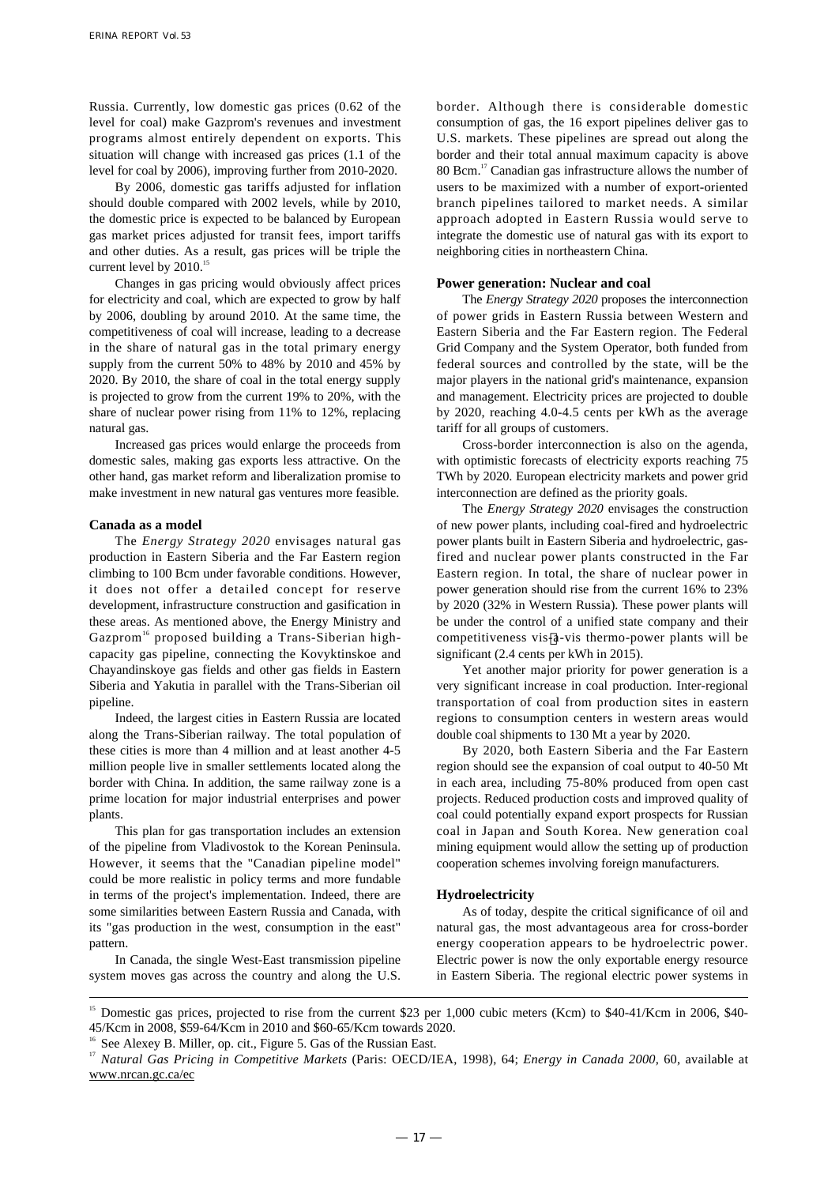Russia. Currently, low domestic gas prices (0.62 of the level for coal) make Gazprom's revenues and investment programs almost entirely dependent on exports. This situation will change with increased gas prices (1.1 of the level for coal by 2006), improving further from 2010-2020.

By 2006, domestic gas tariffs adjusted for inflation should double compared with 2002 levels, while by 2010, the domestic price is expected to be balanced by European gas market prices adjusted for transit fees, import tariffs and other duties. As a result, gas prices will be triple the current level by 2010.[15]

Changes in gas pricing would obviously affect prices for electricity and coal, which are expected to grow by half by 2006, doubling by around 2010. At the same time, the competitiveness of coal will increase, leading to a decrease in the share of natural gas in the total primary energy supply from the current 50% to 48% by 2010 and 45% by 2020. By 2010, the share of coal in the total energy supply is projected to grow from the current 19% to 20%, with the share of nuclear power rising from 11% to 12%, replacing natural gas.

Increased gas prices would enlarge the proceeds from domestic sales, making gas exports less attractive. On the other hand, gas market reform and liberalization promise to make investment in new natural gas ventures more feasible.

### Canada as a model

The *Energy Strategy 2020* envisages natural gas production in Eastern Siberia and the Far Eastern region climbing to 100 Bcm under favorable conditions. However, it does not offer a detailed concept for reserve development, infrastructure construction and gasification in these areas. As mentioned above, the Energy Ministry and Gazprom[16] proposed building a Trans-Siberian high-capacity gas pipeline, connecting the Kovyktinskoe and Chayandinskoye gas fields and other gas fields in Eastern Siberia and Yakutia in parallel with the Trans-Siberian oil pipeline.

Indeed, the largest cities in Eastern Russia are located along the Trans-Siberian railway. The total population of these cities is more than 4 million and at least another 4-5 million people live in smaller settlements located along the border with China. In addition, the same railway zone is a prime location for major industrial enterprises and power plants.

This plan for gas transportation includes an extension of the pipeline from Vladivostok to the Korean Peninsula. However, it seems that the "Canadian pipeline model" could be more realistic in policy terms and more fundable in terms of the project's implementation. Indeed, there are some similarities between Eastern Russia and Canada, with its "gas production in the west, consumption in the east" pattern.

In Canada, the single West-East transmission pipeline system moves gas across the country and along the U.S. border. Although there is considerable domestic consumption of gas, the 16 export pipelines deliver gas to U.S. markets. These pipelines are spread out along the border and their total annual maximum capacity is above 80 Bcm.[17] Canadian gas infrastructure allows the number of users to be maximized with a number of export-oriented branch pipelines tailored to market needs. A similar approach adopted in Eastern Russia would serve to integrate the domestic use of natural gas with its export to neighboring cities in northeastern China.

### Power generation: Nuclear and coal

The *Energy Strategy 2020* proposes the interconnection of power grids in Eastern Russia between Western and Eastern Siberia and the Far Eastern region. The Federal Grid Company and the System Operator, both funded from federal sources and controlled by the state, will be the major players in the national grid's maintenance, expansion and management. Electricity prices are projected to double by 2020, reaching 4.0-4.5 cents per kWh as the average tariff for all groups of customers.

Cross-border interconnection is also on the agenda, with optimistic forecasts of electricity exports reaching 75 TWh by 2020. European electricity markets and power grid interconnection are defined as the priority goals.

The *Energy Strategy 2020* envisages the construction of new power plants, including coal-fired and hydroelectric power plants built in Eastern Siberia and hydroelectric, gas-fired and nuclear power plants constructed in the Far Eastern region. In total, the share of nuclear power in power generation should rise from the current 16% to 23% by 2020 (32% in Western Russia). These power plants will be under the control of a unified state company and their competitiveness vis-à-vis thermo-power plants will be significant (2.4 cents per kWh in 2015).

Yet another major priority for power generation is a very significant increase in coal production. Inter-regional transportation of coal from production sites in eastern regions to consumption centers in western areas would double coal shipments to 130 Mt a year by 2020.

By 2020, both Eastern Siberia and the Far Eastern region should see the expansion of coal output to 40-50 Mt in each area, including 75-80% produced from open cast projects. Reduced production costs and improved quality of coal could potentially expand export prospects for Russian coal in Japan and South Korea. New generation coal mining equipment would allow the setting up of production cooperation schemes involving foreign manufacturers.

### Hydroelectricity

As of today, despite the critical significance of oil and natural gas, the most advantageous area for cross-border energy cooperation appears to be hydroelectric power. Electric power is now the only exportable energy resource in Eastern Siberia. The regional electric power systems in

---

[15] Domestic gas prices, projected to rise from the current $23 per 1,000 cubic meters (Kcm) to $40-41/Kcm in 2006, $40-45/Kcm in 2008, $59-64/Kcm in 2010 and $60-65/Kcm towards 2020.

[16] See Alexey B. Miller, op. cit., Figure 5. Gas of the Russian East.

[17] *Natural Gas Pricing in Competitive Markets* (Paris: OECD/IEA, 1998), 64; *Energy in Canada 2000*, 60, available at www.nrcan.gc.ca/ec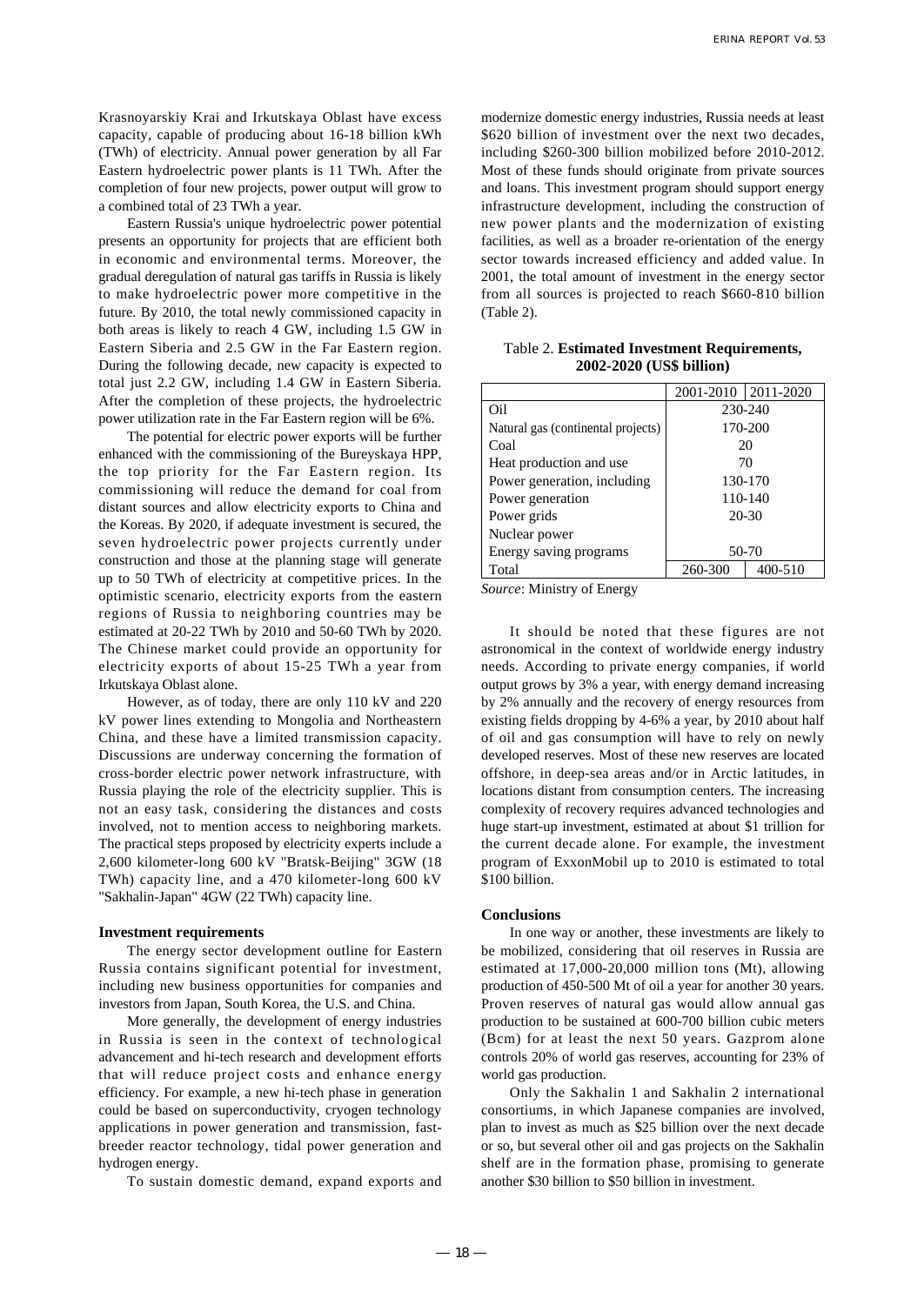Krasnoyarskiy Krai and Irkutskaya Oblast have excess capacity, capable of producing about 16-18 billion kWh (TWh) of electricity. Annual power generation by all Far Eastern hydroelectric power plants is 11 TWh. After the completion of four new projects, power output will grow to a combined total of 23 TWh a year.

Eastern Russia's unique hydroelectric power potential presents an opportunity for projects that are efficient both in economic and environmental terms. Moreover, the gradual deregulation of natural gas tariffs in Russia is likely to make hydroelectric power more competitive in the future. By 2010, the total newly commissioned capacity in both areas is likely to reach 4 GW, including 1.5 GW in Eastern Siberia and 2.5 GW in the Far Eastern region. During the following decade, new capacity is expected to total just 2.2 GW, including 1.4 GW in Eastern Siberia. After the completion of these projects, the hydroelectric power utilization rate in the Far Eastern region will be 6%.

The potential for electric power exports will be further enhanced with the commissioning of the Bureyskaya HPP, the top priority for the Far Eastern region. Its commissioning will reduce the demand for coal from distant sources and allow electricity exports to China and the Koreas. By 2020, if adequate investment is secured, the seven hydroelectric power projects currently under construction and those at the planning stage will generate up to 50 TWh of electricity at competitive prices. In the optimistic scenario, electricity exports from the eastern regions of Russia to neighboring countries may be estimated at 20-22 TWh by 2010 and 50-60 TWh by 2020. The Chinese market could provide an opportunity for electricity exports of about 15-25 TWh a year from Irkutskaya Oblast alone.

However, as of today, there are only 110 kV and 220 kV power lines extending to Mongolia and Northeastern China, and these have a limited transmission capacity. Discussions are underway concerning the formation of cross-border electric power network infrastructure, with Russia playing the role of the electricity supplier. This is not an easy task, considering the distances and costs involved, not to mention access to neighboring markets. The practical steps proposed by electricity experts include a 2,600 kilometer-long 600 kV "Bratsk-Beijing" 3GW (18 TWh) capacity line, and a 470 kilometer-long 600 kV "Sakhalin-Japan" 4GW (22 TWh) capacity line.

**Investment requirements**

The energy sector development outline for Eastern Russia contains significant potential for investment, including new business opportunities for companies and investors from Japan, South Korea, the U.S. and China.

More generally, the development of energy industries in Russia is seen in the context of technological advancement and hi-tech research and development efforts that will reduce project costs and enhance energy efficiency. For example, a new hi-tech phase in generation could be based on superconductivity, cryogen technology applications in power generation and transmission, fast-breeder reactor technology, tidal power generation and hydrogen energy.

To sustain domestic demand, expand exports and modernize domestic energy industries, Russia needs at least \$620 billion of investment over the next two decades, including \$260-300 billion mobilized before 2010-2012. Most of these funds should originate from private sources and loans. This investment program should support energy infrastructure development, including the construction of new power plants and the modernization of existing facilities, as well as a broader re-orientation of the energy sector towards increased efficiency and added value. In 2001, the total amount of investment in the energy sector from all sources is projected to reach \$660-810 billion (Table 2).

Table 2. **Estimated Investment Requirements, 2002-2020 (US\$ billion)**

| | 2001-2010 | 2011-2020 |
|---|---|---|
| Oil | 230-240 | |
| Natural gas (continental projects) | 170-200 | |
| Coal | 20 | |
| Heat production and use | 70 | |
| Power generation, including | 130-170 | |
| Power generation | 110-140 | |
| Power grids | 20-30 | |
| Nuclear power | | |
| Energy saving programs | 50-70 | |
| Total | 260-300 | 400-510 |

*Source*: Ministry of Energy

It should be noted that these figures are not astronomical in the context of worldwide energy industry needs. According to private energy companies, if world output grows by 3% a year, with energy demand increasing by 2% annually and the recovery of energy resources from existing fields dropping by 4-6% a year, by 2010 about half of oil and gas consumption will have to rely on newly developed reserves. Most of these new reserves are located offshore, in deep-sea areas and/or in Arctic latitudes, in locations distant from consumption centers. The increasing complexity of recovery requires advanced technologies and huge start-up investment, estimated at about \$1 trillion for the current decade alone. For example, the investment program of ExxonMobil up to 2010 is estimated to total \$100 billion.

**Conclusions**

In one way or another, these investments are likely to be mobilized, considering that oil reserves in Russia are estimated at 17,000-20,000 million tons (Mt), allowing production of 450-500 Mt of oil a year for another 30 years. Proven reserves of natural gas would allow annual gas production to be sustained at 600-700 billion cubic meters (Bcm) for at least the next 50 years. Gazprom alone controls 20% of world gas reserves, accounting for 23% of world gas production.

Only the Sakhalin 1 and Sakhalin 2 international consortiums, in which Japanese companies are involved, plan to invest as much as \$25 billion over the next decade or so, but several other oil and gas projects on the Sakhalin shelf are in the formation phase, promising to generate another \$30 billion to \$50 billion in investment.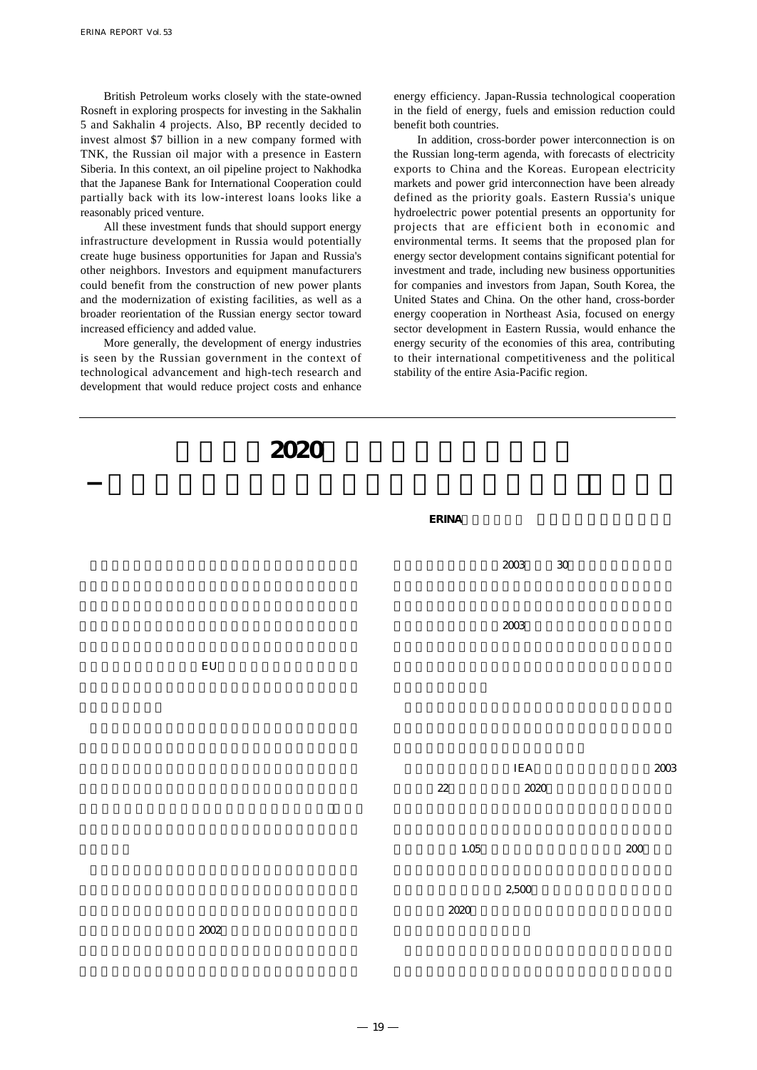British Petroleum works closely with the state-owned Rosneft in exploring prospects for investing in the Sakhalin 5 and Sakhalin 4 projects. Also, BP recently decided to invest almost $7 billion in a new company formed with TNK, the Russian oil major with a presence in Eastern Siberia. In this context, an oil pipeline project to Nakhodka that the Japanese Bank for International Cooperation could partially back with its low-interest loans looks like a reasonably priced venture.

All these investment funds that should support energy infrastructure development in Russia would potentially create huge business opportunities for Japan and Russia's other neighbors. Investors and equipment manufacturers could benefit from the construction of new power plants and the modernization of existing facilities, as well as a broader reorientation of the Russian energy sector toward increased efficiency and added value.

More generally, the development of energy industries is seen by the Russian government in the context of technological advancement and high-tech research and development that would reduce project costs and enhance energy efficiency. Japan-Russia technological cooperation in the field of energy, fuels and emission reduction could benefit both countries.

In addition, cross-border power interconnection is on the Russian long-term agenda, with forecasts of electricity exports to China and the Koreas. European electricity markets and power grid interconnection have been already defined as the priority goals. Eastern Russia's unique hydroelectric power potential presents an opportunity for projects that are efficient both in economic and environmental terms. It seems that the proposed plan for energy sector development contains significant potential for investment and trade, including new business opportunities for companies and investors from Japan, South Korea, the United States and China. On the other hand, cross-border energy cooperation in Northeast Asia, focused on energy sector development in Eastern Russia, would enhance the energy security of the economies of this area, contributing to their international competitiveness and the political stability of the entire Asia-Pacific region.

---

# 2020

ERINA

EU

2002

2003 30

2003

IEA 2003

22 2020

1.05 200

2,500

2020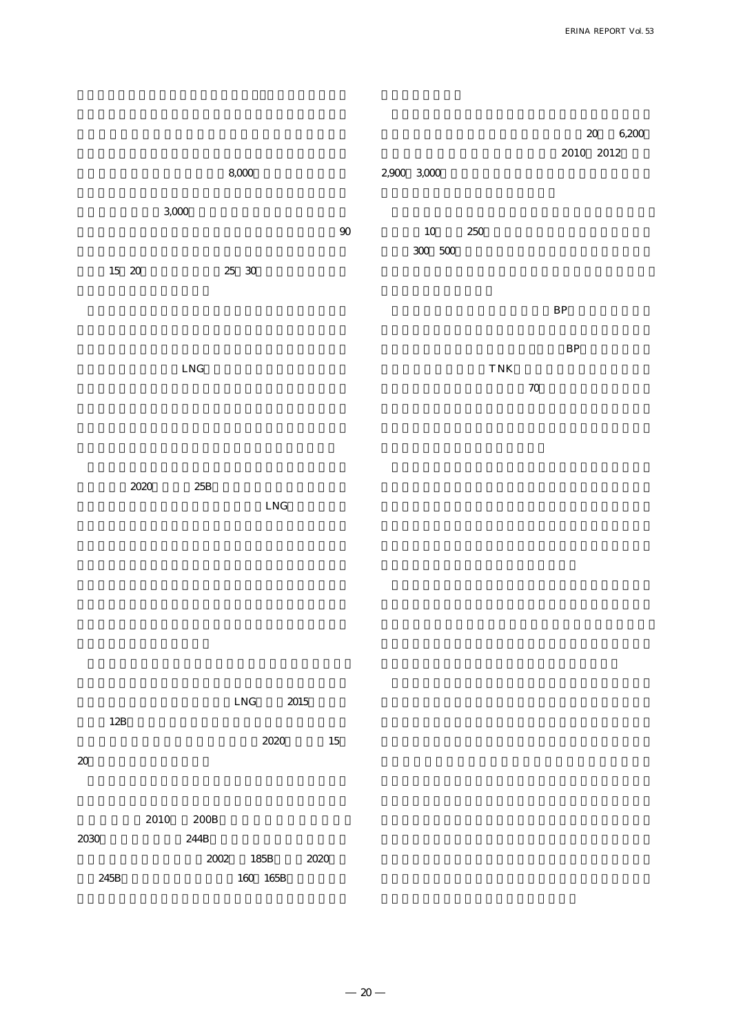8,000

3,000

90

15 20 25 30

LNG

2020 25B

LNG

LNG 2015

12B

2020 15

20

2010 200B

2030 244B

2002 185B 2020

245B 160 165B

20 6,200

2010 2012

2,900 3,000

10 250

300 500

BP

BP

TNK

70